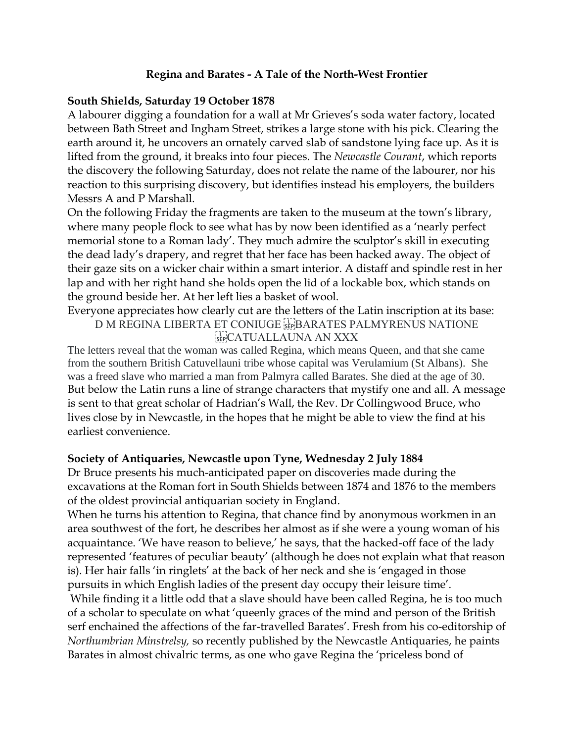# Regina and Barates - A Tale of the North-West Frontier

**South Shields, Saturday 19 October 1878**

A labourer digging a foundation for a wall at Mr Grieves's soda water factory, located between Bath Street and Ingham Street, strikes a large stone with his pick. Clearing the earth around it, he uncovers an ornately carved slab of sandstone lying face up. As it is lifted from the ground, it breaks into four pieces. The *Newcastle Courant*, which reports the discovery the following Saturday, does not relate the name of the labourer, nor his reaction to this surprising discovery, but identifies instead his employers, the builders Messrs A and P Marshall.

On the following Friday the fragments are taken to the museum at the town's library, where many people flock to see what has by now been identified as a 'nearly perfect memorial stone to a Roman lady'. They much admire the sculptor's skill in executing the dead lady's drapery, and regret that her face has been hacked away. The object of their gaze sits on a wicker chair within a smart interior. A distaff and spindle rest in her lap and with her right hand she holds open the lid of a lockable box, which stands on the ground beside her. At her left lies a basket of wool.

Everyone appreciates how clearly cut are the letters of the Latin inscription at its base:

D M REGINA LIBERTA ET CONIUGE BARATES PALMYRENUS NATIONE CATUALLAUNA AN XXX

The letters reveal that the woman was called Regina, which means Queen, and that she came from the southern British Catuvellauni tribe whose capital was Verulamium (St Albans). She was a freed slave who married a man from Palmyra called Barates. She died at the age of 30. But below the Latin runs a line of strange characters that mystify one and all. A message is sent to that great scholar of Hadrian's Wall, the Rev. Dr Collingwood Bruce, who lives close by in Newcastle, in the hopes that he might be able to view the find at his earliest convenience.

**Society of Antiquaries, Newcastle upon Tyne, Wednesday 2 July 1884**

Dr Bruce presents his much-anticipated paper on discoveries made during the excavations at the Roman fort in South Shields between 1874 and 1876 to the members of the oldest provincial antiquarian society in England.

When he turns his attention to Regina, that chance find by anonymous workmen in an area southwest of the fort, he describes her almost as if she were a young woman of his acquaintance. 'We have reason to believe,' he says, that the hacked-off face of the lady represented 'features of peculiar beauty' (although he does not explain what that reason is). Her hair falls 'in ringlets' at the back of her neck and she is 'engaged in those pursuits in which English ladies of the present day occupy their leisure time'.

While finding it a little odd that a slave should have been called Regina, he is too much of a scholar to speculate on what 'queenly graces of the mind and person of the British serf enchained the affections of the far-travelled Barates'. Fresh from his co-editorship of *Northumbrian Minstrelsy,* so recently published by the Newcastle Antiquaries, he paints Barates in almost chivalric terms, as one who gave Regina the 'priceless bond of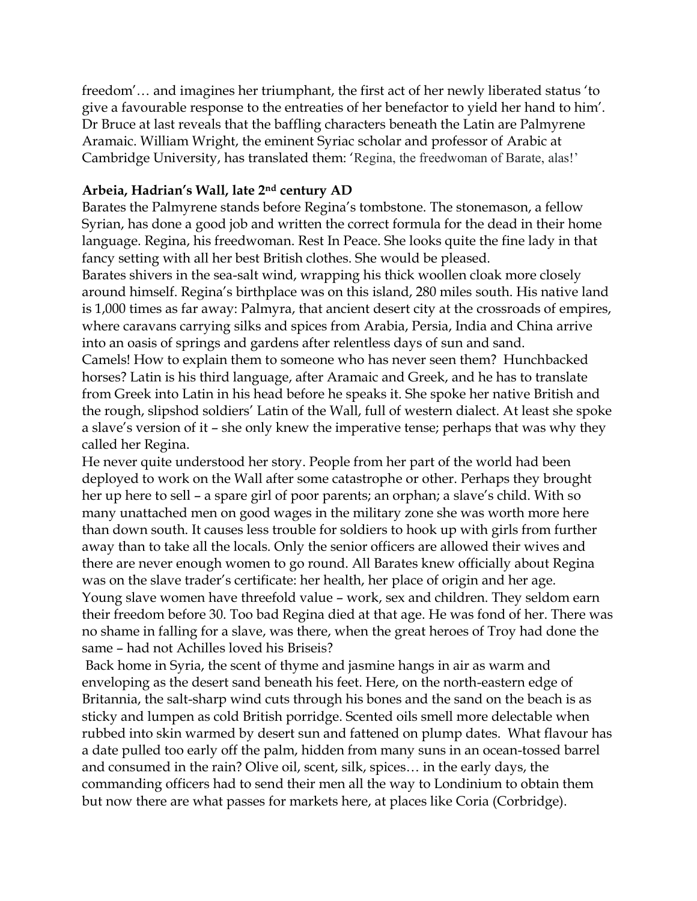freedom'… and imagines her triumphant, the first act of her newly liberated status 'to give a favourable response to the entreaties of her benefactor to yield her hand to him'. Dr Bruce at last reveals that the baffling characters beneath the Latin are Palmyrene Aramaic. William Wright, the eminent Syriac scholar and professor of Arabic at Cambridge University, has translated them: 'Regina, the freedwoman of Barate, alas!'

**Arbeia, Hadrian's Wall, late 2nd century AD**

Barates the Palmyrene stands before Regina's tombstone. The stonemason, a fellow Syrian, has done a good job and written the correct formula for the dead in their home language. Regina, his freedwoman. Rest In Peace. She looks quite the fine lady in that fancy setting with all her best British clothes. She would be pleased.

Barates shivers in the sea-salt wind, wrapping his thick woollen cloak more closely around himself. Regina's birthplace was on this island, 280 miles south. His native land is 1,000 times as far away: Palmyra, that ancient desert city at the crossroads of empires, where caravans carrying silks and spices from Arabia, Persia, India and China arrive into an oasis of springs and gardens after relentless days of sun and sand.

Camels! How to explain them to someone who has never seen them? Hunchbacked horses? Latin is his third language, after Aramaic and Greek, and he has to translate from Greek into Latin in his head before he speaks it. She spoke her native British and the rough, slipshod soldiers' Latin of the Wall, full of western dialect. At least she spoke a slave's version of it – she only knew the imperative tense; perhaps that was why they called her Regina.

He never quite understood her story. People from her part of the world had been deployed to work on the Wall after some catastrophe or other. Perhaps they brought her up here to sell – a spare girl of poor parents; an orphan; a slave's child. With so many unattached men on good wages in the military zone she was worth more here than down south. It causes less trouble for soldiers to hook up with girls from further away than to take all the locals. Only the senior officers are allowed their wives and there are never enough women to go round. All Barates knew officially about Regina was on the slave trader's certificate: her health, her place of origin and her age. Young slave women have threefold value – work, sex and children. They seldom earn their freedom before 30. Too bad Regina died at that age. He was fond of her. There was no shame in falling for a slave, was there, when the great heroes of Troy had done the same – had not Achilles loved his Briseis?

Back home in Syria, the scent of thyme and jasmine hangs in air as warm and enveloping as the desert sand beneath his feet. Here, on the north-eastern edge of Britannia, the salt-sharp wind cuts through his bones and the sand on the beach is as sticky and lumpen as cold British porridge. Scented oils smell more delectable when rubbed into skin warmed by desert sun and fattened on plump dates. What flavour has a date pulled too early off the palm, hidden from many suns in an ocean-tossed barrel and consumed in the rain? Olive oil, scent, silk, spices… in the early days, the commanding officers had to send their men all the way to Londinium to obtain them but now there are what passes for markets here, at places like Coria (Corbridge).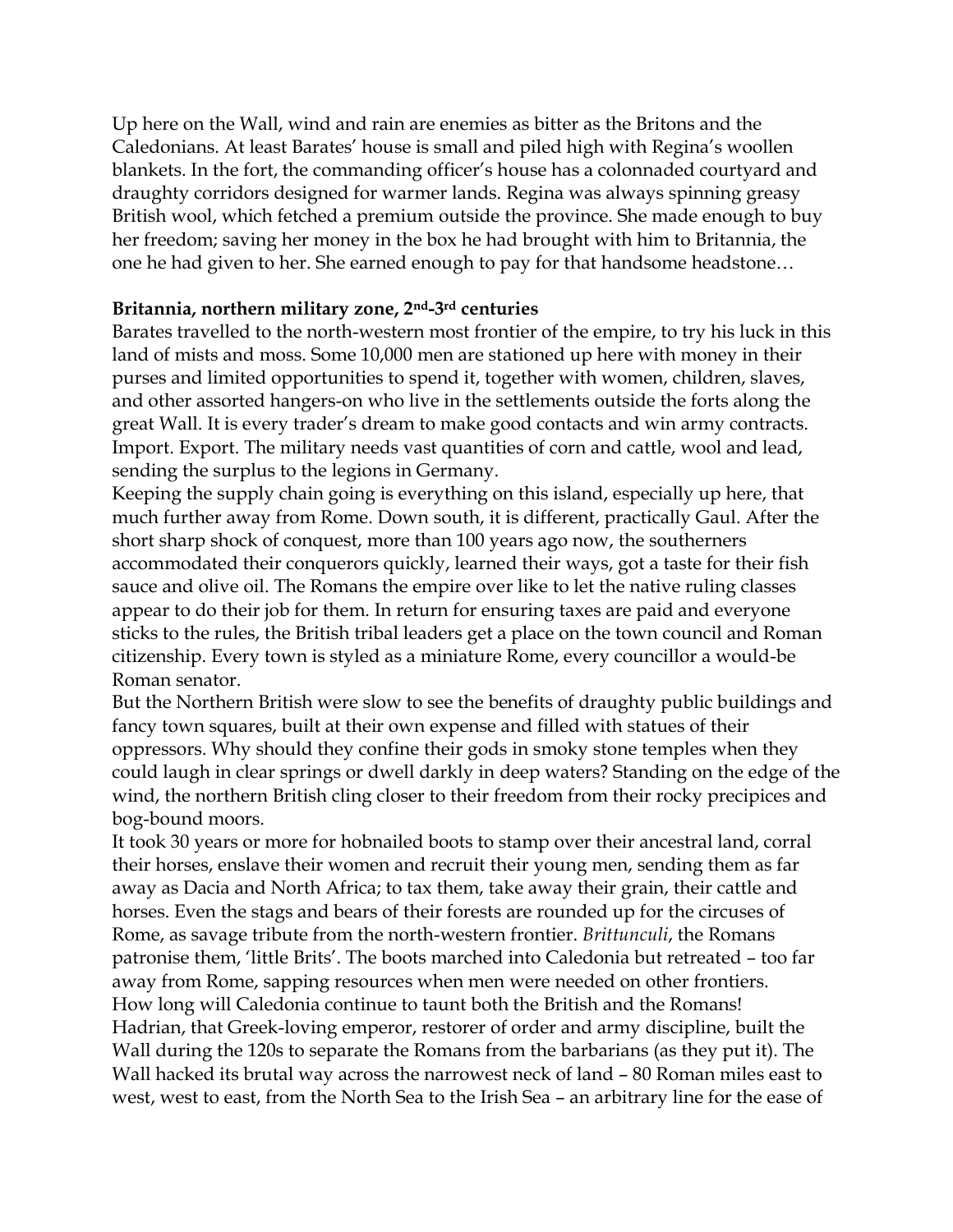Up here on the Wall, wind and rain are enemies as bitter as the Britons and the Caledonians. At least Barates' house is small and piled high with Regina's woollen blankets. In the fort, the commanding officer's house has a colonnaded courtyard and draughty corridors designed for warmer lands. Regina was always spinning greasy British wool, which fetched a premium outside the province. She made enough to buy her freedom; saving her money in the box he had brought with him to Britannia, the one he had given to her. She earned enough to pay for that handsome headstone…

**Britannia, northern military zone, 2nd-3rd centuries**

Barates travelled to the north-western most frontier of the empire, to try his luck in this land of mists and moss. Some 10,000 men are stationed up here with money in their purses and limited opportunities to spend it, together with women, children, slaves, and other assorted hangers-on who live in the settlements outside the forts along the great Wall. It is every trader's dream to make good contacts and win army contracts. Import. Export. The military needs vast quantities of corn and cattle, wool and lead, sending the surplus to the legions in Germany.

Keeping the supply chain going is everything on this island, especially up here, that much further away from Rome. Down south, it is different, practically Gaul. After the short sharp shock of conquest, more than 100 years ago now, the southerners accommodated their conquerors quickly, learned their ways, got a taste for their fish sauce and olive oil. The Romans the empire over like to let the native ruling classes appear to do their job for them. In return for ensuring taxes are paid and everyone sticks to the rules, the British tribal leaders get a place on the town council and Roman citizenship. Every town is styled as a miniature Rome, every councillor a would-be Roman senator.

But the Northern British were slow to see the benefits of draughty public buildings and fancy town squares, built at their own expense and filled with statues of their oppressors. Why should they confine their gods in smoky stone temples when they could laugh in clear springs or dwell darkly in deep waters? Standing on the edge of the wind, the northern British cling closer to their freedom from their rocky precipices and bog-bound moors.

It took 30 years or more for hobnailed boots to stamp over their ancestral land, corral their horses, enslave their women and recruit their young men, sending them as far away as Dacia and North Africa; to tax them, take away their grain, their cattle and horses. Even the stags and bears of their forests are rounded up for the circuses of Rome, as savage tribute from the north-western frontier. *Brittunculi*, the Romans patronise them, 'little Brits'. The boots marched into Caledonia but retreated – too far away from Rome, sapping resources when men were needed on other frontiers.

How long will Caledonia continue to taunt both the British and the Romans!

Hadrian, that Greek-loving emperor, restorer of order and army discipline, built the Wall during the 120s to separate the Romans from the barbarians (as they put it). The Wall hacked its brutal way across the narrowest neck of land – 80 Roman miles east to west, west to east, from the North Sea to the Irish Sea – an arbitrary line for the ease of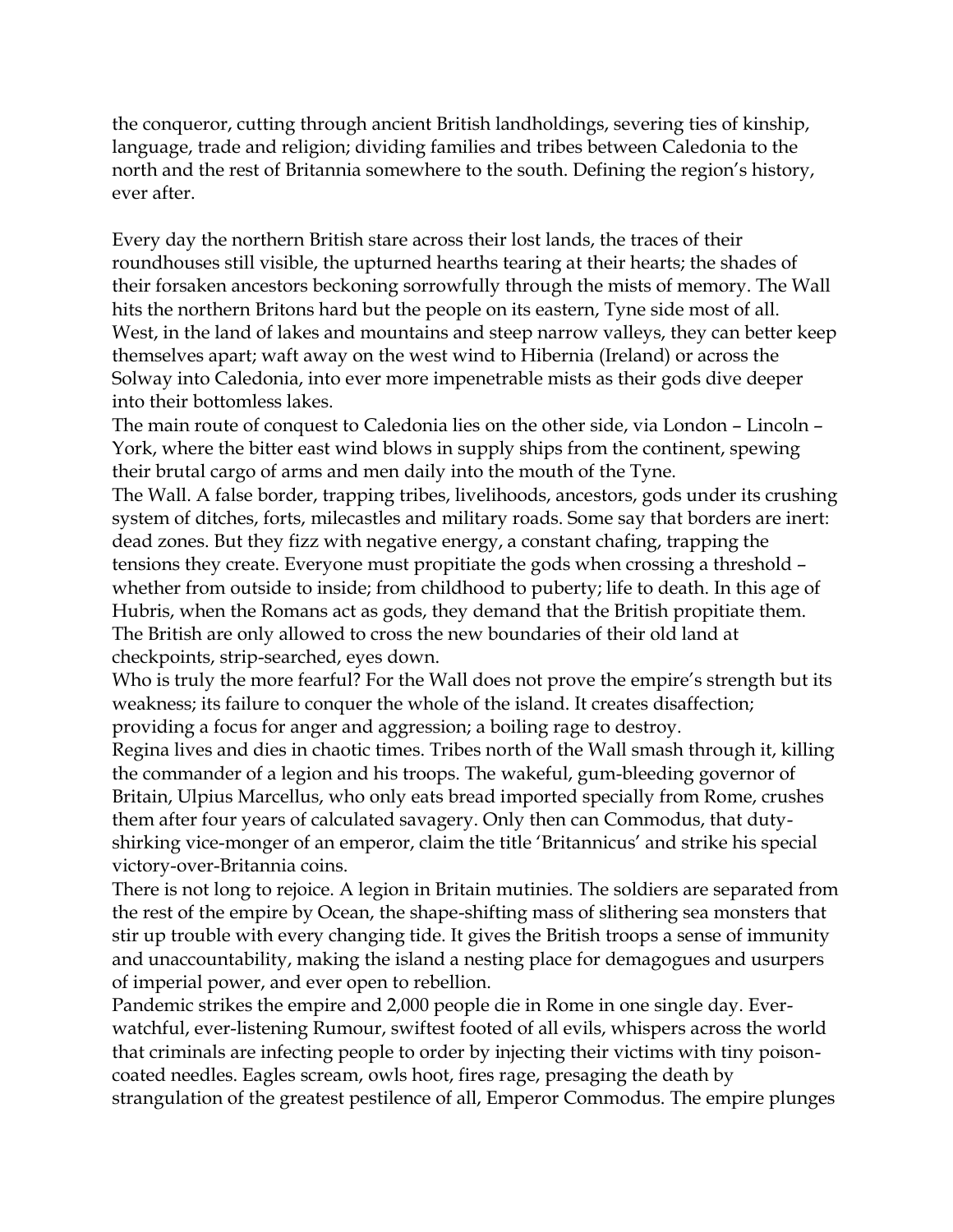the conqueror, cutting through ancient British landholdings, severing ties of kinship, language, trade and religion; dividing families and tribes between Caledonia to the north and the rest of Britannia somewhere to the south. Defining the region's history, ever after.

Every day the northern British stare across their lost lands, the traces of their roundhouses still visible, the upturned hearths tearing at their hearts; the shades of their forsaken ancestors beckoning sorrowfully through the mists of memory. The Wall hits the northern Britons hard but the people on its eastern, Tyne side most of all. West, in the land of lakes and mountains and steep narrow valleys, they can better keep themselves apart; waft away on the west wind to Hibernia (Ireland) or across the Solway into Caledonia, into ever more impenetrable mists as their gods dive deeper into their bottomless lakes.

The main route of conquest to Caledonia lies on the other side, via London – Lincoln – York, where the bitter east wind blows in supply ships from the continent, spewing their brutal cargo of arms and men daily into the mouth of the Tyne.

The Wall. A false border, trapping tribes, livelihoods, ancestors, gods under its crushing system of ditches, forts, milecastles and military roads. Some say that borders are inert: dead zones. But they fizz with negative energy, a constant chafing, trapping the tensions they create. Everyone must propitiate the gods when crossing a threshold – whether from outside to inside; from childhood to puberty; life to death. In this age of Hubris, when the Romans act as gods, they demand that the British propitiate them. The British are only allowed to cross the new boundaries of their old land at checkpoints, strip-searched, eyes down.

Who is truly the more fearful? For the Wall does not prove the empire's strength but its weakness; its failure to conquer the whole of the island. It creates disaffection; providing a focus for anger and aggression; a boiling rage to destroy.

Regina lives and dies in chaotic times. Tribes north of the Wall smash through it, killing the commander of a legion and his troops. The wakeful, gum-bleeding governor of Britain, Ulpius Marcellus, who only eats bread imported specially from Rome, crushes them after four years of calculated savagery. Only then can Commodus, that duty-shirking vice-monger of an emperor, claim the title 'Britannicus' and strike his special victory-over-Britannia coins.

There is not long to rejoice. A legion in Britain mutinies. The soldiers are separated from the rest of the empire by Ocean, the shape-shifting mass of slithering sea monsters that stir up trouble with every changing tide. It gives the British troops a sense of immunity and unaccountability, making the island a nesting place for demagogues and usurpers of imperial power, and ever open to rebellion.

Pandemic strikes the empire and 2,000 people die in Rome in one single day. Ever-watchful, ever-listening Rumour, swiftest footed of all evils, whispers across the world that criminals are infecting people to order by injecting their victims with tiny poison-coated needles. Eagles scream, owls hoot, fires rage, presaging the death by strangulation of the greatest pestilence of all, Emperor Commodus. The empire plunges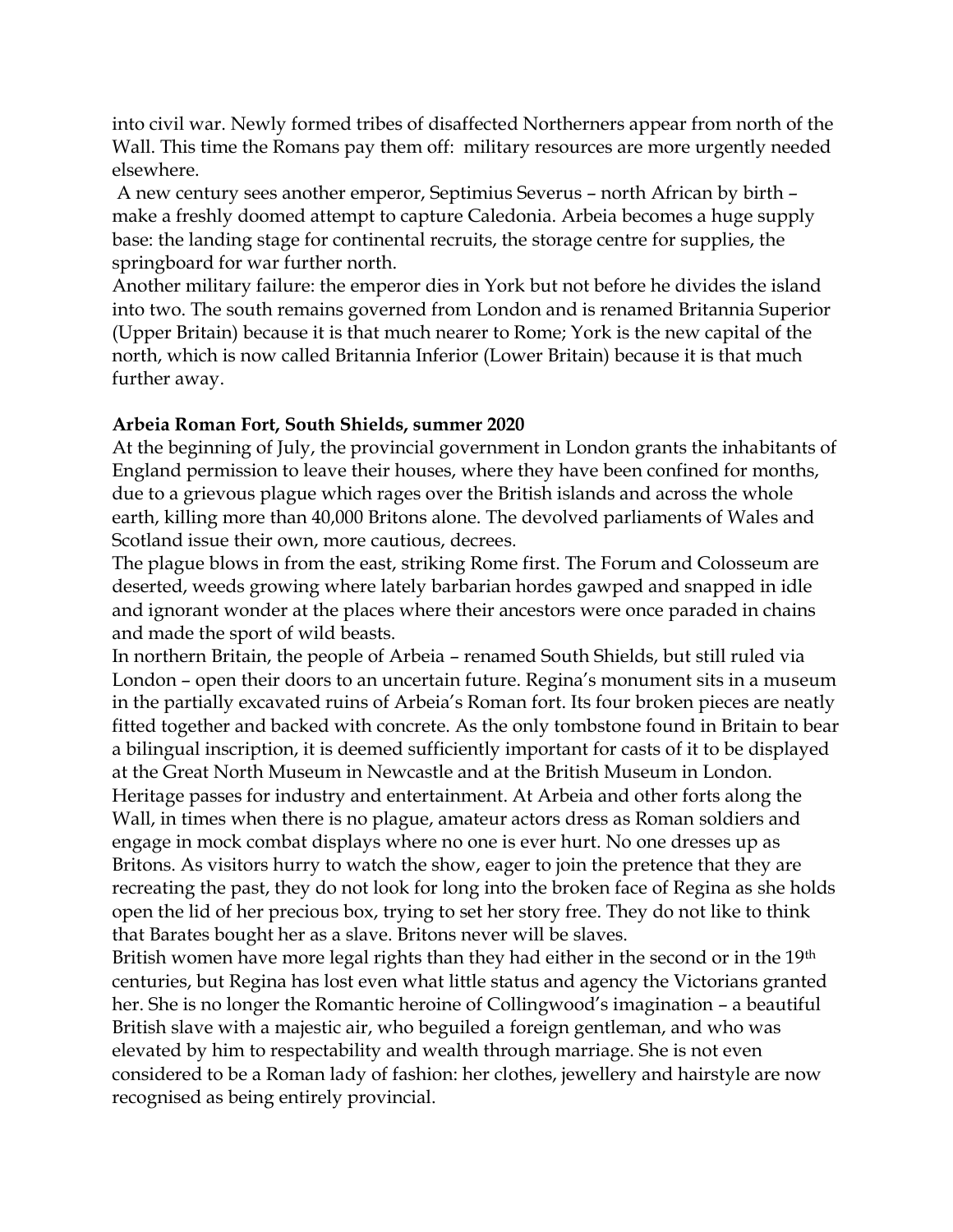into civil war. Newly formed tribes of disaffected Northerners appear from north of the Wall. This time the Romans pay them off: military resources are more urgently needed elsewhere.

A new century sees another emperor, Septimius Severus – north African by birth – make a freshly doomed attempt to capture Caledonia. Arbeia becomes a huge supply base: the landing stage for continental recruits, the storage centre for supplies, the springboard for war further north.

Another military failure: the emperor dies in York but not before he divides the island into two. The south remains governed from London and is renamed Britannia Superior (Upper Britain) because it is that much nearer to Rome; York is the new capital of the north, which is now called Britannia Inferior (Lower Britain) because it is that much further away.

**Arbeia Roman Fort, South Shields, summer 2020**

At the beginning of July, the provincial government in London grants the inhabitants of England permission to leave their houses, where they have been confined for months, due to a grievous plague which rages over the British islands and across the whole earth, killing more than 40,000 Britons alone. The devolved parliaments of Wales and Scotland issue their own, more cautious, decrees.

The plague blows in from the east, striking Rome first. The Forum and Colosseum are deserted, weeds growing where lately barbarian hordes gawped and snapped in idle and ignorant wonder at the places where their ancestors were once paraded in chains and made the sport of wild beasts.

In northern Britain, the people of Arbeia – renamed South Shields, but still ruled via London – open their doors to an uncertain future. Regina's monument sits in a museum in the partially excavated ruins of Arbeia's Roman fort. Its four broken pieces are neatly fitted together and backed with concrete. As the only tombstone found in Britain to bear a bilingual inscription, it is deemed sufficiently important for casts of it to be displayed at the Great North Museum in Newcastle and at the British Museum in London.

Heritage passes for industry and entertainment. At Arbeia and other forts along the Wall, in times when there is no plague, amateur actors dress as Roman soldiers and engage in mock combat displays where no one is ever hurt. No one dresses up as Britons. As visitors hurry to watch the show, eager to join the pretence that they are recreating the past, they do not look for long into the broken face of Regina as she holds open the lid of her precious box, trying to set her story free. They do not like to think that Barates bought her as a slave. Britons never will be slaves.

British women have more legal rights than they had either in the second or in the 19th centuries, but Regina has lost even what little status and agency the Victorians granted her. She is no longer the Romantic heroine of Collingwood's imagination – a beautiful British slave with a majestic air, who beguiled a foreign gentleman, and who was elevated by him to respectability and wealth through marriage. She is not even considered to be a Roman lady of fashion: her clothes, jewellery and hairstyle are now recognised as being entirely provincial.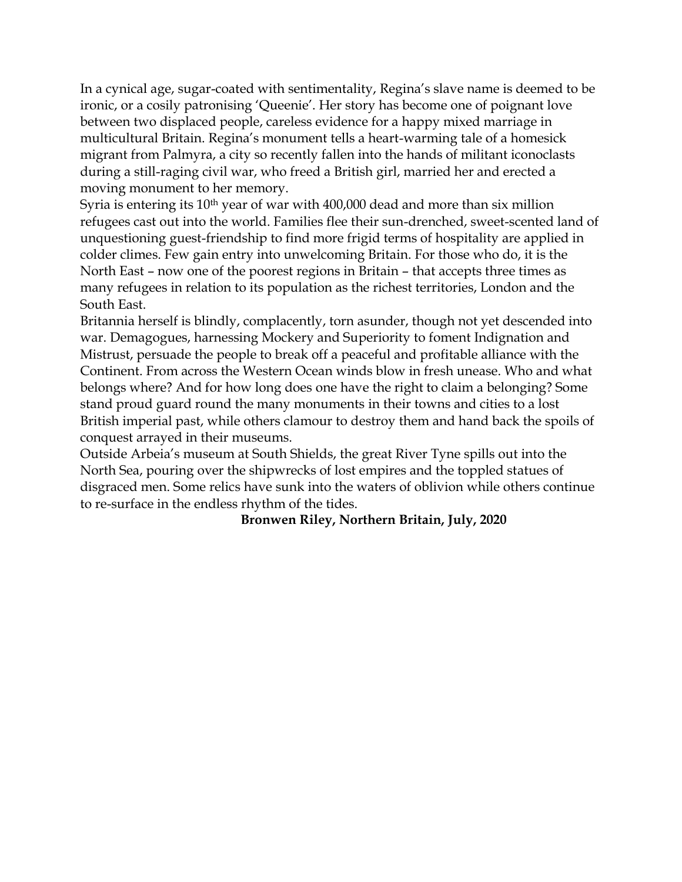In a cynical age, sugar-coated with sentimentality, Regina's slave name is deemed to be ironic, or a cosily patronising 'Queenie'. Her story has become one of poignant love between two displaced people, careless evidence for a happy mixed marriage in multicultural Britain. Regina's monument tells a heart-warming tale of a homesick migrant from Palmyra, a city so recently fallen into the hands of militant iconoclasts during a still-raging civil war, who freed a British girl, married her and erected a moving monument to her memory.

Syria is entering its 10th year of war with 400,000 dead and more than six million refugees cast out into the world. Families flee their sun-drenched, sweet-scented land of unquestioning guest-friendship to find more frigid terms of hospitality are applied in colder climes. Few gain entry into unwelcoming Britain. For those who do, it is the North East – now one of the poorest regions in Britain – that accepts three times as many refugees in relation to its population as the richest territories, London and the South East.

Britannia herself is blindly, complacently, torn asunder, though not yet descended into war. Demagogues, harnessing Mockery and Superiority to foment Indignation and Mistrust, persuade the people to break off a peaceful and profitable alliance with the Continent. From across the Western Ocean winds blow in fresh unease. Who and what belongs where? And for how long does one have the right to claim a belonging? Some stand proud guard round the many monuments in their towns and cities to a lost British imperial past, while others clamour to destroy them and hand back the spoils of conquest arrayed in their museums.

Outside Arbeia's museum at South Shields, the great River Tyne spills out into the North Sea, pouring over the shipwrecks of lost empires and the toppled statues of disgraced men. Some relics have sunk into the waters of oblivion while others continue to re-surface in the endless rhythm of the tides.

**Bronwen Riley, Northern Britain, July, 2020**